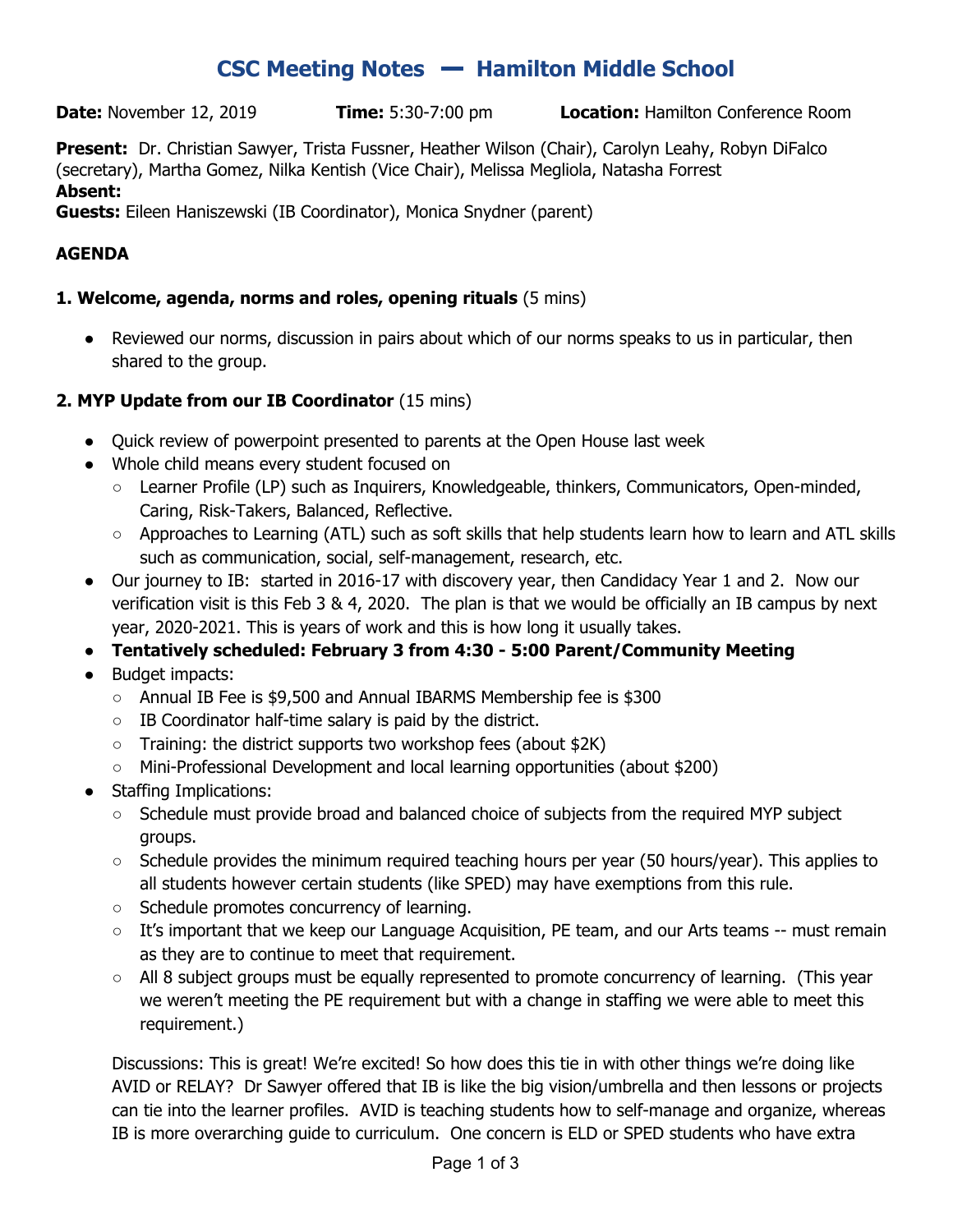# CSC Meeting Notes — Hamilton Middle School

**Date:** November 12, 2019 **Time:** 5:30-7:00 pm **Location:** Hamilton Conference Room

**Present:** Dr. Christian Sawyer, Trista Fussner, Heather Wilson (Chair), Carolyn Leahy, Robyn DiFalco (secretary), Martha Gomez, Nilka Kentish (Vice Chair), Melissa Megliola, Natasha Forrest
**Absent:**
**Guests:** Eileen Haniszewski (IB Coordinator), Monica Snydner (parent)

**AGENDA**

**1. Welcome, agenda, norms and roles, opening rituals** (5 mins)

- Reviewed our norms, discussion in pairs about which of our norms speaks to us in particular, then shared to the group.

**2. MYP Update from our IB Coordinator** (15 mins)

- Quick review of powerpoint presented to parents at the Open House last week
- Whole child means every student focused on
  - Learner Profile (LP) such as Inquirers, Knowledgeable, thinkers, Communicators, Open-minded, Caring, Risk-Takers, Balanced, Reflective.
  - Approaches to Learning (ATL) such as soft skills that help students learn how to learn and ATL skills such as communication, social, self-management, research, etc.
- Our journey to IB: started in 2016-17 with discovery year, then Candidacy Year 1 and 2. Now our verification visit is this Feb 3 & 4, 2020. The plan is that we would be officially an IB campus by next year, 2020-2021. This is years of work and this is how long it usually takes.
- **Tentatively scheduled: February 3 from 4:30 - 5:00 Parent/Community Meeting**
- Budget impacts:
  - Annual IB Fee is $9,500 and Annual IBARMS Membership fee is $300
  - IB Coordinator half-time salary is paid by the district.
  - Training: the district supports two workshop fees (about $2K)
  - Mini-Professional Development and local learning opportunities (about $200)
- Staffing Implications:
  - Schedule must provide broad and balanced choice of subjects from the required MYP subject groups.
  - Schedule provides the minimum required teaching hours per year (50 hours/year). This applies to all students however certain students (like SPED) may have exemptions from this rule.
  - Schedule promotes concurrency of learning.
  - It's important that we keep our Language Acquisition, PE team, and our Arts teams -- must remain as they are to continue to meet that requirement.
  - All 8 subject groups must be equally represented to promote concurrency of learning. (This year we weren't meeting the PE requirement but with a change in staffing we were able to meet this requirement.)

Discussions: This is great! We're excited! So how does this tie in with other things we're doing like AVID or RELAY? Dr Sawyer offered that IB is like the big vision/umbrella and then lessons or projects can tie into the learner profiles. AVID is teaching students how to self-manage and organize, whereas IB is more overarching guide to curriculum. One concern is ELD or SPED students who have extra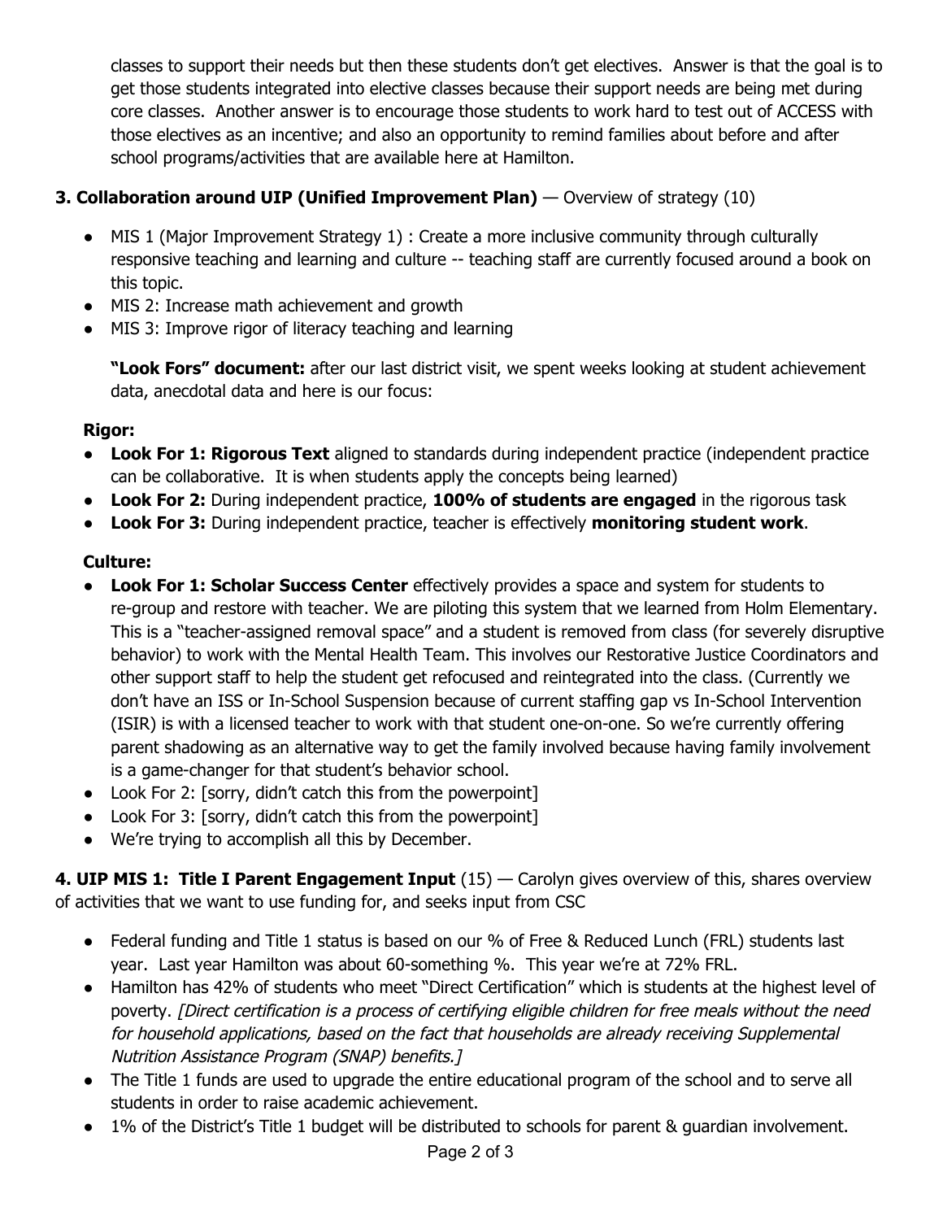classes to support their needs but then these students don't get electives. Answer is that the goal is to get those students integrated into elective classes because their support needs are being met during core classes. Another answer is to encourage those students to work hard to test out of ACCESS with those electives as an incentive; and also an opportunity to remind families about before and after school programs/activities that are available here at Hamilton.

**3. Collaboration around UIP (Unified Improvement Plan)** — Overview of strategy (10)

- MIS 1 (Major Improvement Strategy 1) : Create a more inclusive community through culturally responsive teaching and learning and culture -- teaching staff are currently focused around a book on this topic.
- MIS 2: Increase math achievement and growth
- MIS 3: Improve rigor of literacy teaching and learning

  **"Look Fors" document:** after our last district visit, we spent weeks looking at student achievement data, anecdotal data and here is our focus:

**Rigor:**

- **Look For 1: Rigorous Text** aligned to standards during independent practice (independent practice can be collaborative. It is when students apply the concepts being learned)
- **Look For 2:** During independent practice, **100% of students are engaged** in the rigorous task
- **Look For 3:** During independent practice, teacher is effectively **monitoring student work**.

**Culture:**

- **Look For 1: Scholar Success Center** effectively provides a space and system for students to re-group and restore with teacher. We are piloting this system that we learned from Holm Elementary. This is a "teacher-assigned removal space" and a student is removed from class (for severely disruptive behavior) to work with the Mental Health Team. This involves our Restorative Justice Coordinators and other support staff to help the student get refocused and reintegrated into the class. (Currently we don't have an ISS or In-School Suspension because of current staffing gap vs In-School Intervention (ISIR) is with a licensed teacher to work with that student one-on-one. So we're currently offering parent shadowing as an alternative way to get the family involved because having family involvement is a game-changer for that student's behavior school.
- Look For 2: [sorry, didn't catch this from the powerpoint]
- Look For 3: [sorry, didn't catch this from the powerpoint]
- We're trying to accomplish all this by December.

**4. UIP MIS 1: Title I Parent Engagement Input** (15) — Carolyn gives overview of this, shares overview of activities that we want to use funding for, and seeks input from CSC

- Federal funding and Title 1 status is based on our % of Free & Reduced Lunch (FRL) students last year. Last year Hamilton was about 60-something %. This year we're at 72% FRL.
- Hamilton has 42% of students who meet "Direct Certification" which is students at the highest level of poverty. *[Direct certification is a process of certifying eligible children for free meals without the need for household applications, based on the fact that households are already receiving Supplemental Nutrition Assistance Program (SNAP) benefits.]*
- The Title 1 funds are used to upgrade the entire educational program of the school and to serve all students in order to raise academic achievement.
- 1% of the District's Title 1 budget will be distributed to schools for parent & guardian involvement.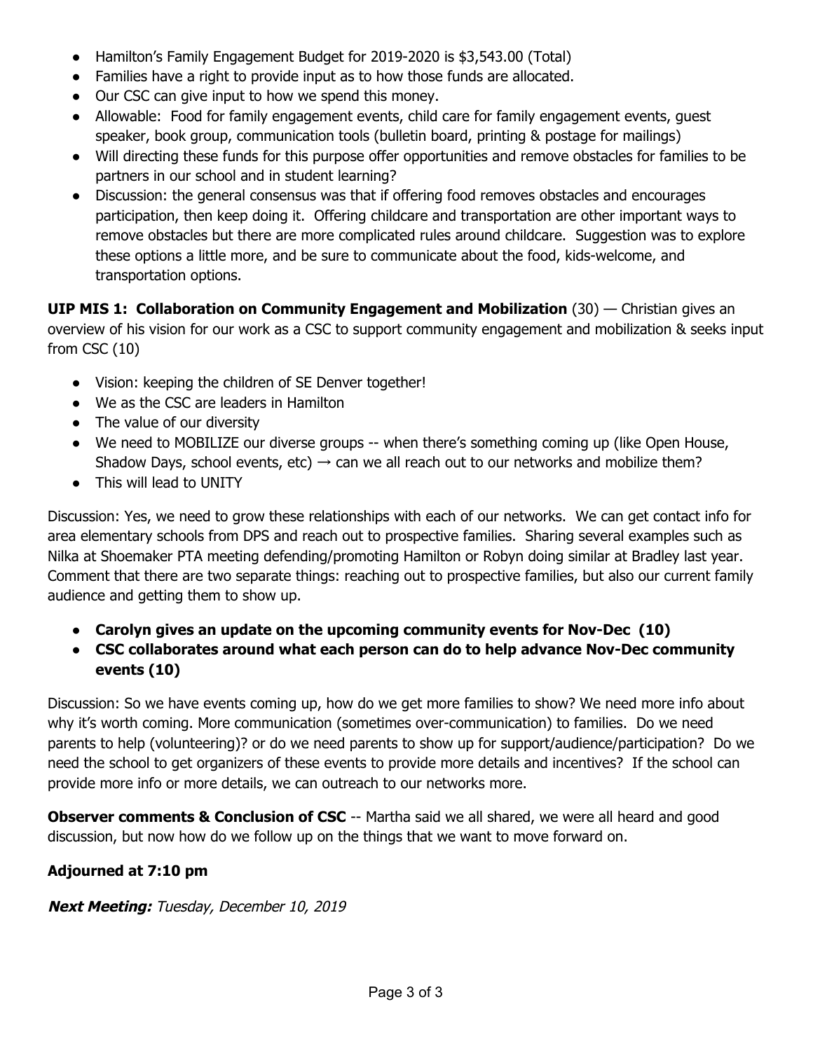- Hamilton's Family Engagement Budget for 2019-2020 is $3,543.00 (Total)
- Families have a right to provide input as to how those funds are allocated.
- Our CSC can give input to how we spend this money.
- Allowable: Food for family engagement events, child care for family engagement events, guest speaker, book group, communication tools (bulletin board, printing & postage for mailings)
- Will directing these funds for this purpose offer opportunities and remove obstacles for families to be partners in our school and in student learning?
- Discussion: the general consensus was that if offering food removes obstacles and encourages participation, then keep doing it. Offering childcare and transportation are other important ways to remove obstacles but there are more complicated rules around childcare. Suggestion was to explore these options a little more, and be sure to communicate about the food, kids-welcome, and transportation options.

**UIP MIS 1: Collaboration on Community Engagement and Mobilization** (30) — Christian gives an overview of his vision for our work as a CSC to support community engagement and mobilization & seeks input from CSC (10)

- Vision: keeping the children of SE Denver together!
- We as the CSC are leaders in Hamilton
- The value of our diversity
- We need to MOBILIZE our diverse groups -- when there's something coming up (like Open House, Shadow Days, school events, etc) → can we all reach out to our networks and mobilize them?
- This will lead to UNITY

Discussion: Yes, we need to grow these relationships with each of our networks. We can get contact info for area elementary schools from DPS and reach out to prospective families. Sharing several examples such as Nilka at Shoemaker PTA meeting defending/promoting Hamilton or Robyn doing similar at Bradley last year. Comment that there are two separate things: reaching out to prospective families, but also our current family audience and getting them to show up.

- **Carolyn gives an update on the upcoming community events for Nov-Dec (10)**
- **CSC collaborates around what each person can do to help advance Nov-Dec community events (10)**

Discussion: So we have events coming up, how do we get more families to show? We need more info about why it's worth coming. More communication (sometimes over-communication) to families. Do we need parents to help (volunteering)? or do we need parents to show up for support/audience/participation? Do we need the school to get organizers of these events to provide more details and incentives? If the school can provide more info or more details, we can outreach to our networks more.

**Observer comments & Conclusion of CSC** -- Martha said we all shared, we were all heard and good discussion, but now how do we follow up on the things that we want to move forward on.

**Adjourned at 7:10 pm**

***Next Meeting:*** *Tuesday, December 10, 2019*